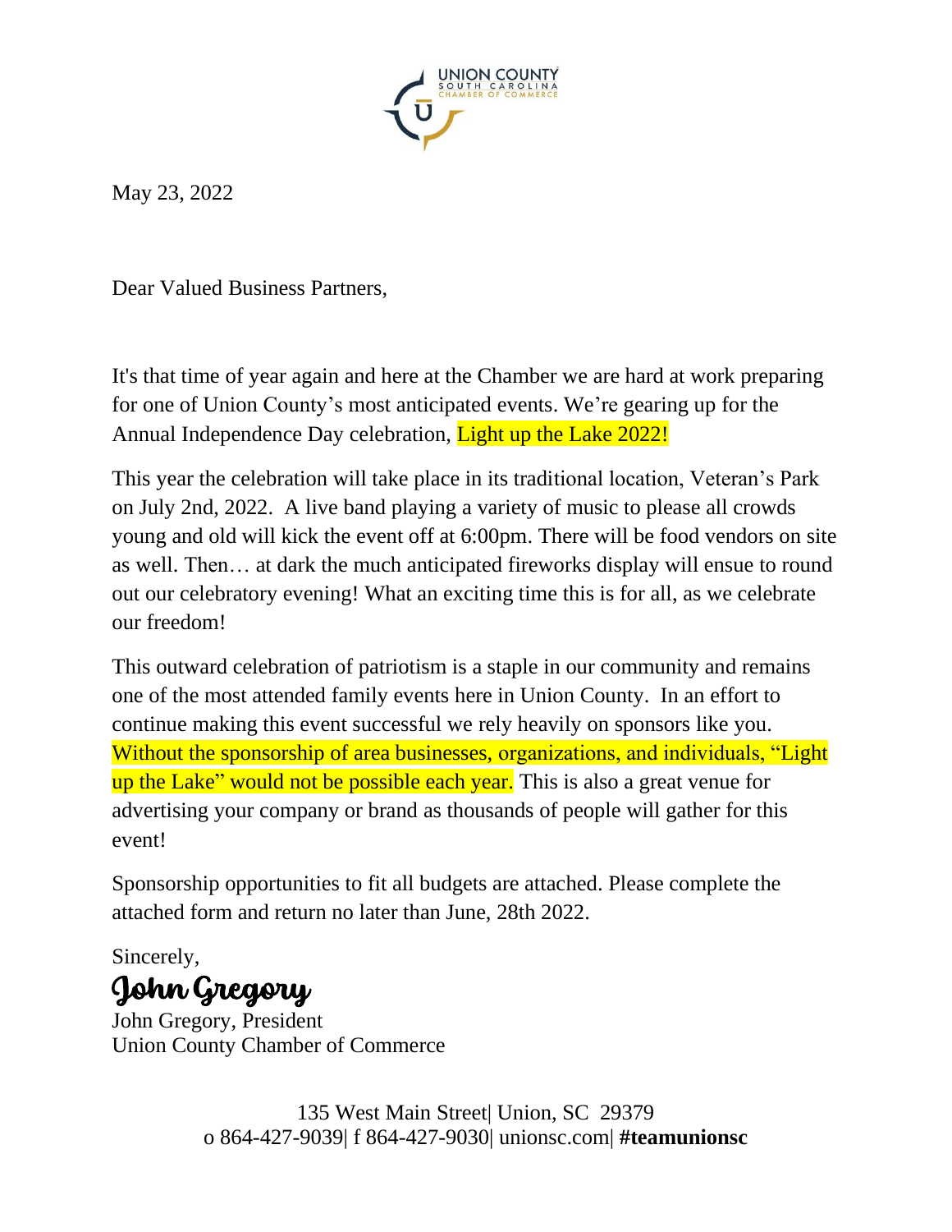UNION COUNTY
SOUTH CAROLINA
CHAMBER OF COMMERCE

May 23, 2022

Dear Valued Business Partners,

It's that time of year again and here at the Chamber we are hard at work preparing for one of Union County's most anticipated events. We're gearing up for the Annual Independence Day celebration, Light up the Lake 2022!

This year the celebration will take place in its traditional location, Veteran's Park on July 2nd, 2022. A live band playing a variety of music to please all crowds young and old will kick the event off at 6:00pm. There will be food vendors on site as well. Then… at dark the much anticipated fireworks display will ensue to round out our celebratory evening! What an exciting time this is for all, as we celebrate our freedom!

This outward celebration of patriotism is a staple in our community and remains one of the most attended family events here in Union County. In an effort to continue making this event successful we rely heavily on sponsors like you. Without the sponsorship of area businesses, organizations, and individuals, "Light up the Lake" would not be possible each year. This is also a great venue for advertising your company or brand as thousands of people will gather for this event!

Sponsorship opportunities to fit all budgets are attached. Please complete the attached form and return no later than June, 28th 2022.

Sincerely,

John Gregory

John Gregory, President
Union County Chamber of Commerce

135 West Main Street| Union, SC 29379
o 864-427-9039| f 864-427-9030| unionsc.com| **#teamunionsc**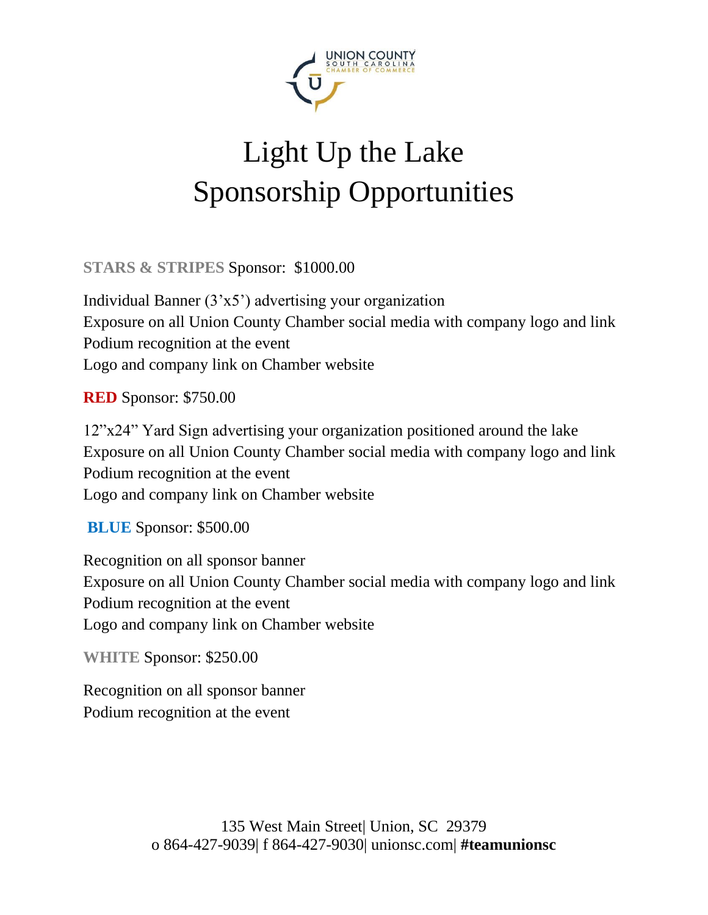UNION COUNTY
SOUTH CAROLINA
CHAMBER OF COMMERCE

# Light Up the Lake
# Sponsorship Opportunities

**STARS & STRIPES** Sponsor: $1000.00

Individual Banner (3'x5') advertising your organization
Exposure on all Union County Chamber social media with company logo and link
Podium recognition at the event
Logo and company link on Chamber website

**RED** Sponsor: $750.00

12"x24" Yard Sign advertising your organization positioned around the lake
Exposure on all Union County Chamber social media with company logo and link
Podium recognition at the event
Logo and company link on Chamber website

**BLUE** Sponsor: $500.00

Recognition on all sponsor banner
Exposure on all Union County Chamber social media with company logo and link
Podium recognition at the event
Logo and company link on Chamber website

**WHITE** Sponsor: $250.00

Recognition on all sponsor banner
Podium recognition at the event

135 West Main Street| Union, SC 29379
o 864-427-9039| f 864-427-9030| unionsc.com| **#teamunionsc**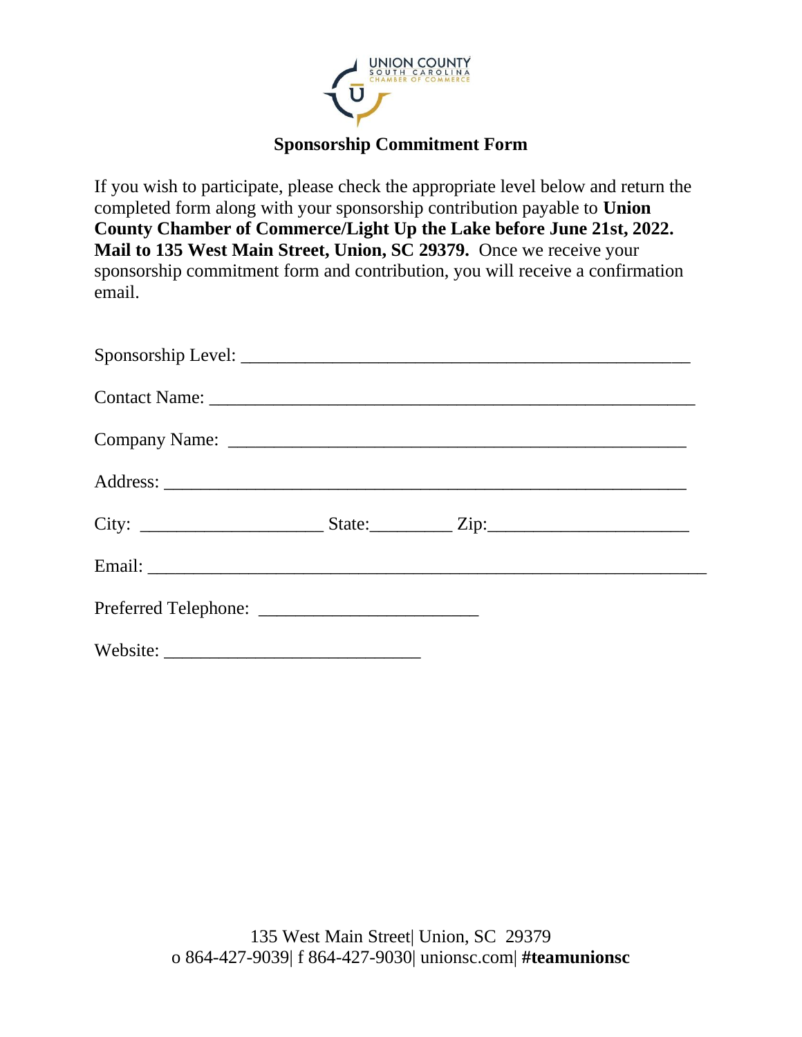UNION COUNTY
SOUTH CAROLINA
CHAMBER OF COMMERCE

## Sponsorship Commitment Form

If you wish to participate, please check the appropriate level below and return the completed form along with your sponsorship contribution payable to **Union County Chamber of Commerce/Light Up the Lake before June 21st, 2022. Mail to 135 West Main Street, Union, SC 29379.** Once we receive your sponsorship commitment form and contribution, you will receive a confirmation email.

Sponsorship Level: ____________________________________________________

Contact Name: ________________________________________________________

Company Name: ______________________________________________________

Address: ____________________________________________________________

City: ____________________ State:_________ Zip:______________________

Email: ______________________________________________________________

Preferred Telephone: ________________________

Website: ____________________________

135 West Main Street| Union, SC 29379
o 864-427-9039| f 864-427-9030| unionsc.com| **#teamunionsc**